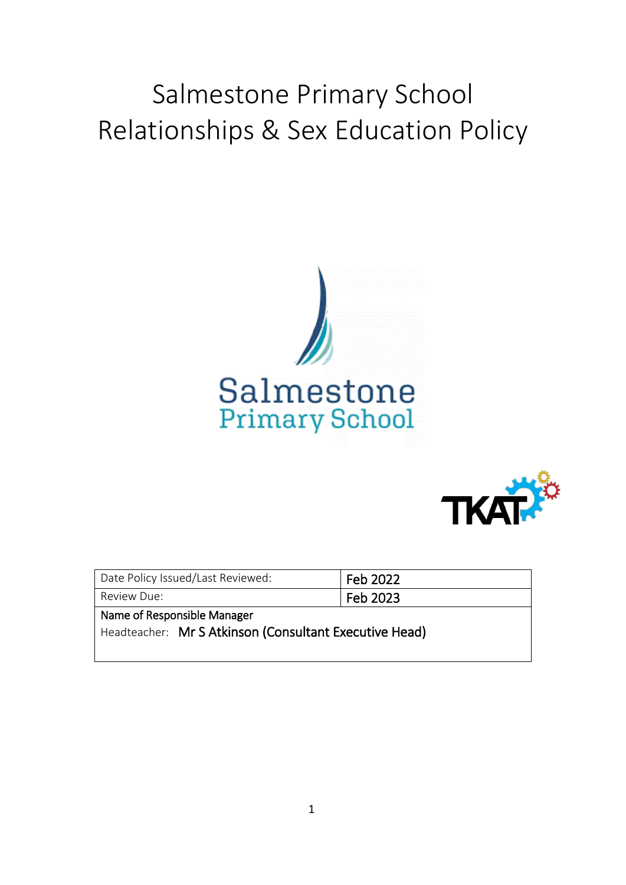# Salmestone Primary School
# Relationships & Sex Education Policy

| Date Policy Issued/Last Reviewed: | Feb 2022 |
|---|---|
| Review Due: | Feb 2023 |
| Name of Responsible Manager<br>Headteacher: Mr S Atkinson (Consultant Executive Head) | |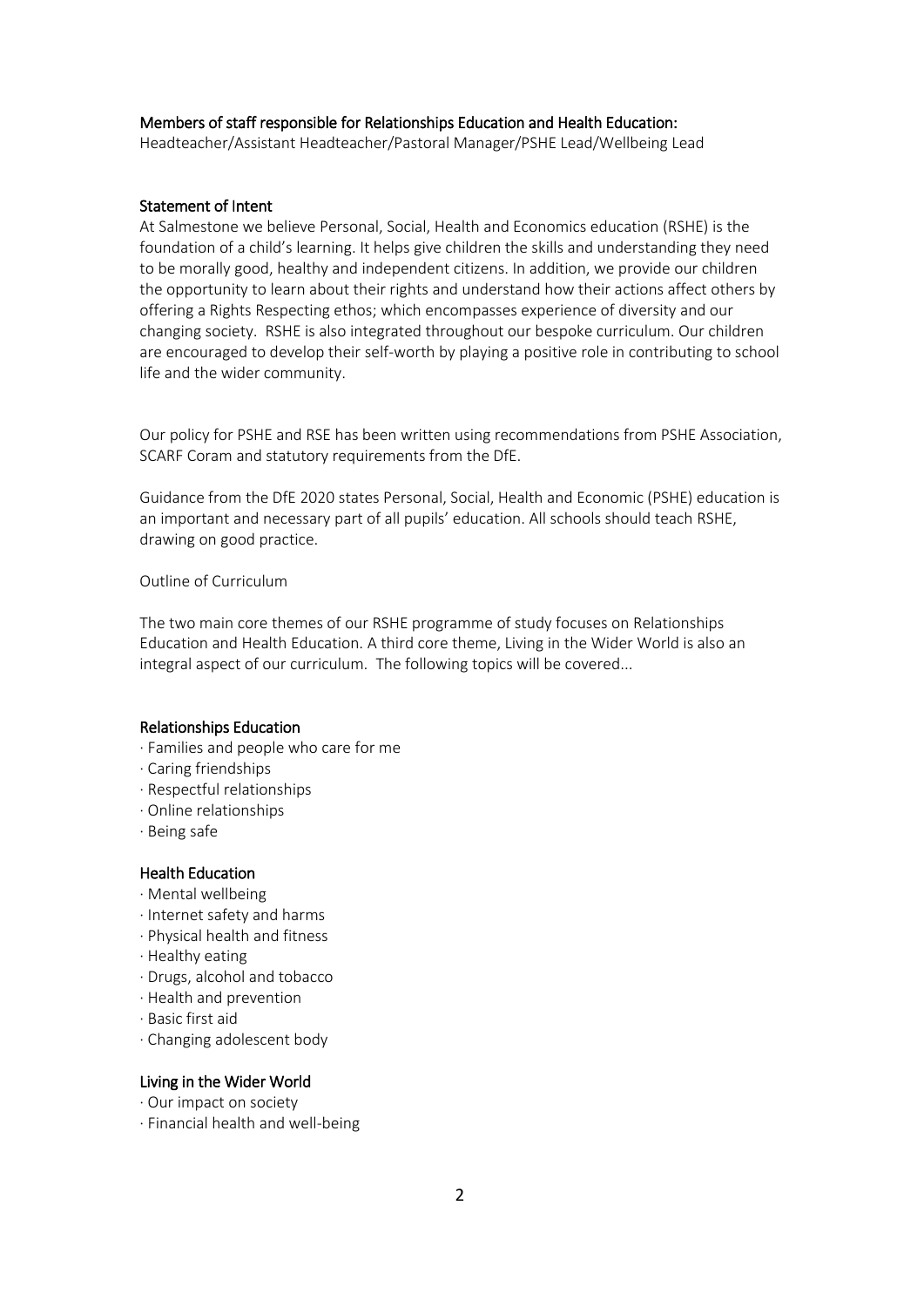### Members of staff responsible for Relationships Education and Health Education:

Headteacher/Assistant Headteacher/Pastoral Manager/PSHE Lead/Wellbeing Lead

### Statement of Intent

At Salmestone we believe Personal, Social, Health and Economics education (RSHE) is the foundation of a child's learning. It helps give children the skills and understanding they need to be morally good, healthy and independent citizens. In addition, we provide our children the opportunity to learn about their rights and understand how their actions affect others by offering a Rights Respecting ethos; which encompasses experience of diversity and our changing society. RSHE is also integrated throughout our bespoke curriculum. Our children are encouraged to develop their self-worth by playing a positive role in contributing to school life and the wider community.

Our policy for PSHE and RSE has been written using recommendations from PSHE Association, SCARF Coram and statutory requirements from the DfE.

Guidance from the DfE 2020 states Personal, Social, Health and Economic (PSHE) education is an important and necessary part of all pupils' education. All schools should teach RSHE, drawing on good practice.

Outline of Curriculum

The two main core themes of our RSHE programme of study focuses on Relationships Education and Health Education. A third core theme, Living in the Wider World is also an integral aspect of our curriculum. The following topics will be covered...

### Relationships Education

- Families and people who care for me
- Caring friendships
- Respectful relationships
- Online relationships
- Being safe

### Health Education

- Mental wellbeing
- Internet safety and harms
- Physical health and fitness
- Healthy eating
- Drugs, alcohol and tobacco
- Health and prevention
- Basic first aid
- Changing adolescent body

### Living in the Wider World

- Our impact on society
- Financial health and well-being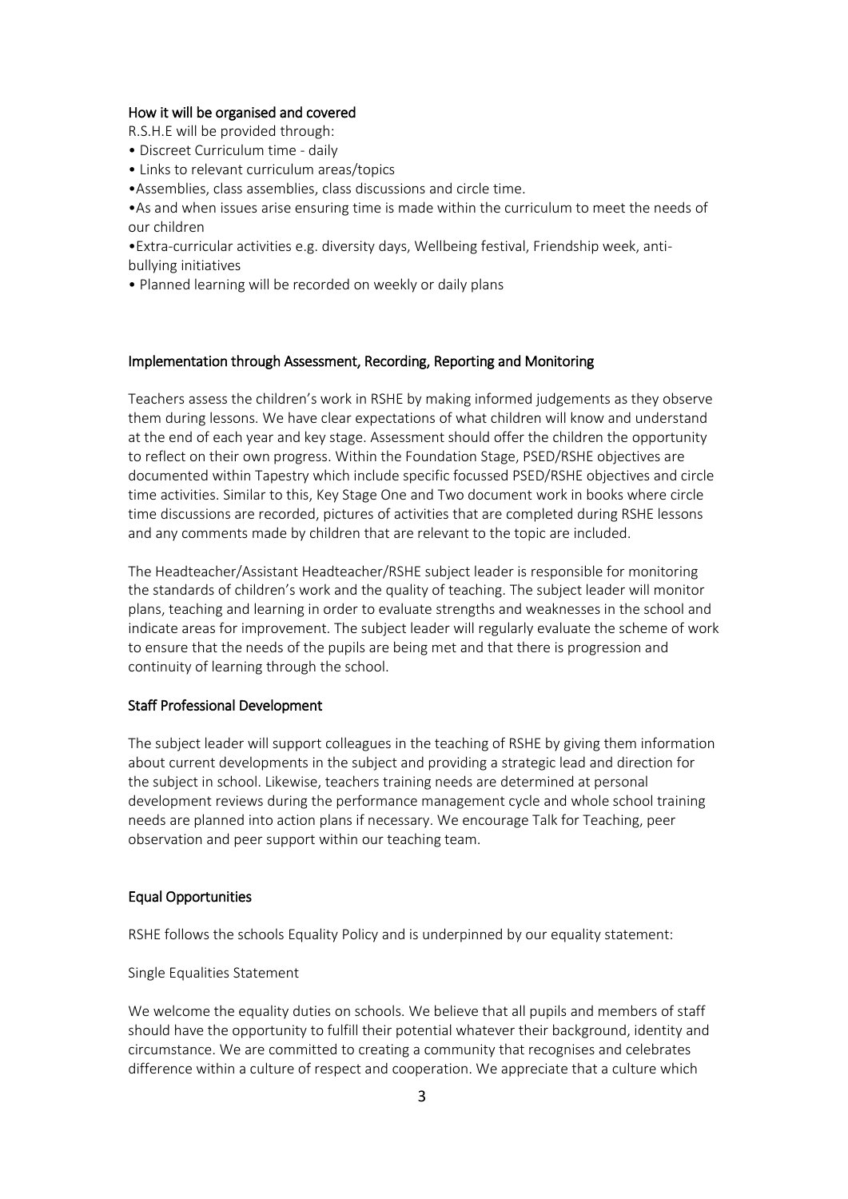## How it will be organised and covered

R.S.H.E will be provided through:

- Discreet Curriculum time - daily
- Links to relevant curriculum areas/topics
- Assemblies, class assemblies, class discussions and circle time.
- As and when issues arise ensuring time is made within the curriculum to meet the needs of our children
- Extra-curricular activities e.g. diversity days, Wellbeing festival, Friendship week, anti-bullying initiatives
- Planned learning will be recorded on weekly or daily plans

## Implementation through Assessment, Recording, Reporting and Monitoring

Teachers assess the children's work in RSHE by making informed judgements as they observe them during lessons. We have clear expectations of what children will know and understand at the end of each year and key stage. Assessment should offer the children the opportunity to reflect on their own progress. Within the Foundation Stage, PSED/RSHE objectives are documented within Tapestry which include specific focussed PSED/RSHE objectives and circle time activities. Similar to this, Key Stage One and Two document work in books where circle time discussions are recorded, pictures of activities that are completed during RSHE lessons and any comments made by children that are relevant to the topic are included.

The Headteacher/Assistant Headteacher/RSHE subject leader is responsible for monitoring the standards of children's work and the quality of teaching. The subject leader will monitor plans, teaching and learning in order to evaluate strengths and weaknesses in the school and indicate areas for improvement. The subject leader will regularly evaluate the scheme of work to ensure that the needs of the pupils are being met and that there is progression and continuity of learning through the school.

## Staff Professional Development

The subject leader will support colleagues in the teaching of RSHE by giving them information about current developments in the subject and providing a strategic lead and direction for the subject in school. Likewise, teachers training needs are determined at personal development reviews during the performance management cycle and whole school training needs are planned into action plans if necessary. We encourage Talk for Teaching, peer observation and peer support within our teaching team.

## Equal Opportunities

RSHE follows the schools Equality Policy and is underpinned by our equality statement:

Single Equalities Statement

We welcome the equality duties on schools. We believe that all pupils and members of staff should have the opportunity to fulfill their potential whatever their background, identity and circumstance. We are committed to creating a community that recognises and celebrates difference within a culture of respect and cooperation. We appreciate that a culture which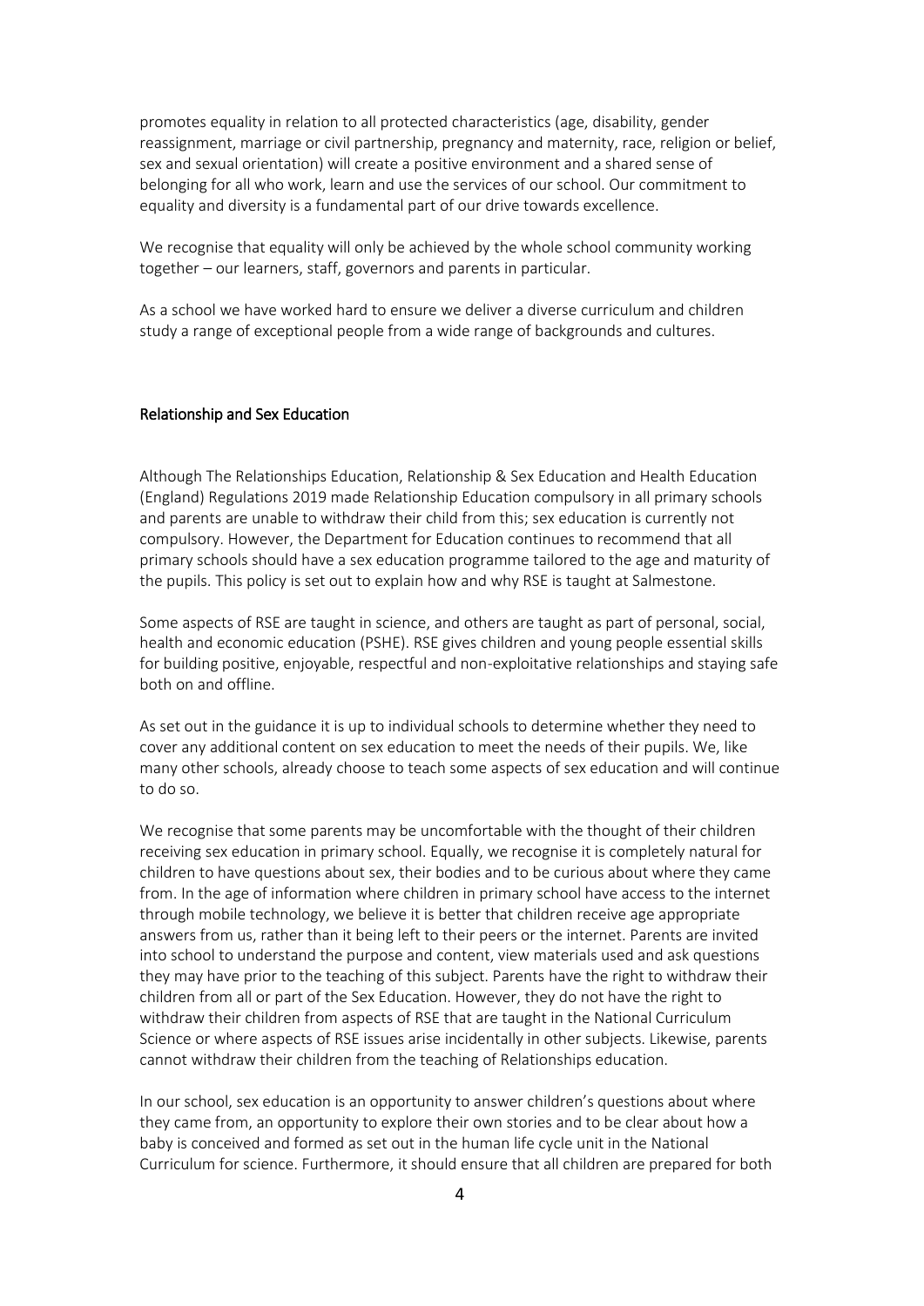promotes equality in relation to all protected characteristics (age, disability, gender reassignment, marriage or civil partnership, pregnancy and maternity, race, religion or belief, sex and sexual orientation) will create a positive environment and a shared sense of belonging for all who work, learn and use the services of our school. Our commitment to equality and diversity is a fundamental part of our drive towards excellence.

We recognise that equality will only be achieved by the whole school community working together – our learners, staff, governors and parents in particular.

As a school we have worked hard to ensure we deliver a diverse curriculum and children study a range of exceptional people from a wide range of backgrounds and cultures.

## Relationship and Sex Education

Although The Relationships Education, Relationship & Sex Education and Health Education (England) Regulations 2019 made Relationship Education compulsory in all primary schools and parents are unable to withdraw their child from this; sex education is currently not compulsory. However, the Department for Education continues to recommend that all primary schools should have a sex education programme tailored to the age and maturity of the pupils. This policy is set out to explain how and why RSE is taught at Salmestone.

Some aspects of RSE are taught in science, and others are taught as part of personal, social, health and economic education (PSHE). RSE gives children and young people essential skills for building positive, enjoyable, respectful and non-exploitative relationships and staying safe both on and offline.

As set out in the guidance it is up to individual schools to determine whether they need to cover any additional content on sex education to meet the needs of their pupils. We, like many other schools, already choose to teach some aspects of sex education and will continue to do so.

We recognise that some parents may be uncomfortable with the thought of their children receiving sex education in primary school. Equally, we recognise it is completely natural for children to have questions about sex, their bodies and to be curious about where they came from. In the age of information where children in primary school have access to the internet through mobile technology, we believe it is better that children receive age appropriate answers from us, rather than it being left to their peers or the internet. Parents are invited into school to understand the purpose and content, view materials used and ask questions they may have prior to the teaching of this subject. Parents have the right to withdraw their children from all or part of the Sex Education. However, they do not have the right to withdraw their children from aspects of RSE that are taught in the National Curriculum Science or where aspects of RSE issues arise incidentally in other subjects. Likewise, parents cannot withdraw their children from the teaching of Relationships education.

In our school, sex education is an opportunity to answer children's questions about where they came from, an opportunity to explore their own stories and to be clear about how a baby is conceived and formed as set out in the human life cycle unit in the National Curriculum for science. Furthermore, it should ensure that all children are prepared for both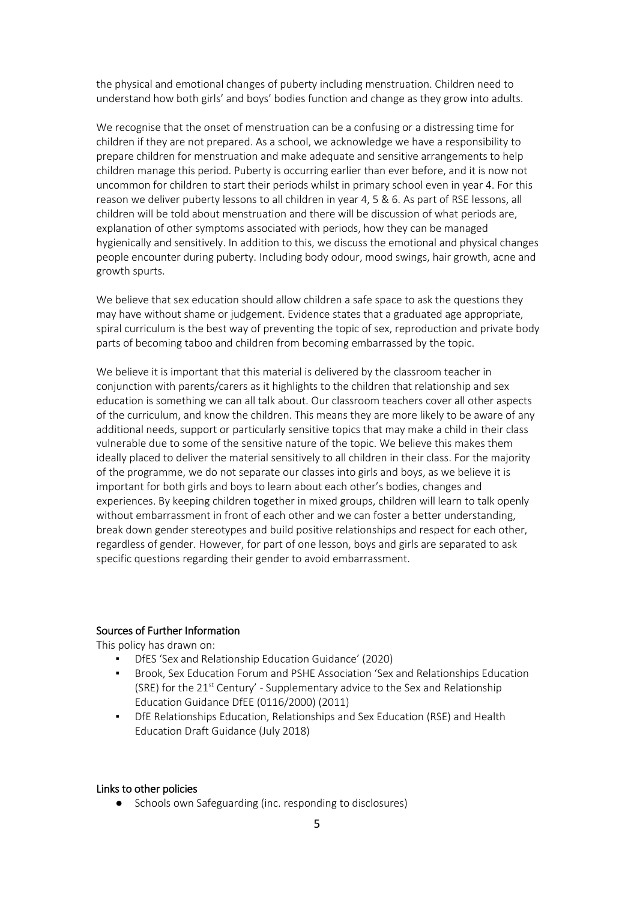the physical and emotional changes of puberty including menstruation. Children need to understand how both girls' and boys' bodies function and change as they grow into adults.

We recognise that the onset of menstruation can be a confusing or a distressing time for children if they are not prepared. As a school, we acknowledge we have a responsibility to prepare children for menstruation and make adequate and sensitive arrangements to help children manage this period. Puberty is occurring earlier than ever before, and it is now not uncommon for children to start their periods whilst in primary school even in year 4. For this reason we deliver puberty lessons to all children in year 4, 5 & 6. As part of RSE lessons, all children will be told about menstruation and there will be discussion of what periods are, explanation of other symptoms associated with periods, how they can be managed hygienically and sensitively. In addition to this, we discuss the emotional and physical changes people encounter during puberty. Including body odour, mood swings, hair growth, acne and growth spurts.

We believe that sex education should allow children a safe space to ask the questions they may have without shame or judgement. Evidence states that a graduated age appropriate, spiral curriculum is the best way of preventing the topic of sex, reproduction and private body parts of becoming taboo and children from becoming embarrassed by the topic.

We believe it is important that this material is delivered by the classroom teacher in conjunction with parents/carers as it highlights to the children that relationship and sex education is something we can all talk about. Our classroom teachers cover all other aspects of the curriculum, and know the children. This means they are more likely to be aware of any additional needs, support or particularly sensitive topics that may make a child in their class vulnerable due to some of the sensitive nature of the topic. We believe this makes them ideally placed to deliver the material sensitively to all children in their class. For the majority of the programme, we do not separate our classes into girls and boys, as we believe it is important for both girls and boys to learn about each other's bodies, changes and experiences. By keeping children together in mixed groups, children will learn to talk openly without embarrassment in front of each other and we can foster a better understanding, break down gender stereotypes and build positive relationships and respect for each other, regardless of gender. However, for part of one lesson, boys and girls are separated to ask specific questions regarding their gender to avoid embarrassment.

## Sources of Further Information

This policy has drawn on:

- DfES 'Sex and Relationship Education Guidance' (2020)
- Brook, Sex Education Forum and PSHE Association 'Sex and Relationships Education (SRE) for the 21st Century' - Supplementary advice to the Sex and Relationship Education Guidance DfEE (0116/2000) (2011)
- DfE Relationships Education, Relationships and Sex Education (RSE) and Health Education Draft Guidance (July 2018)

## Links to other policies

- Schools own Safeguarding (inc. responding to disclosures)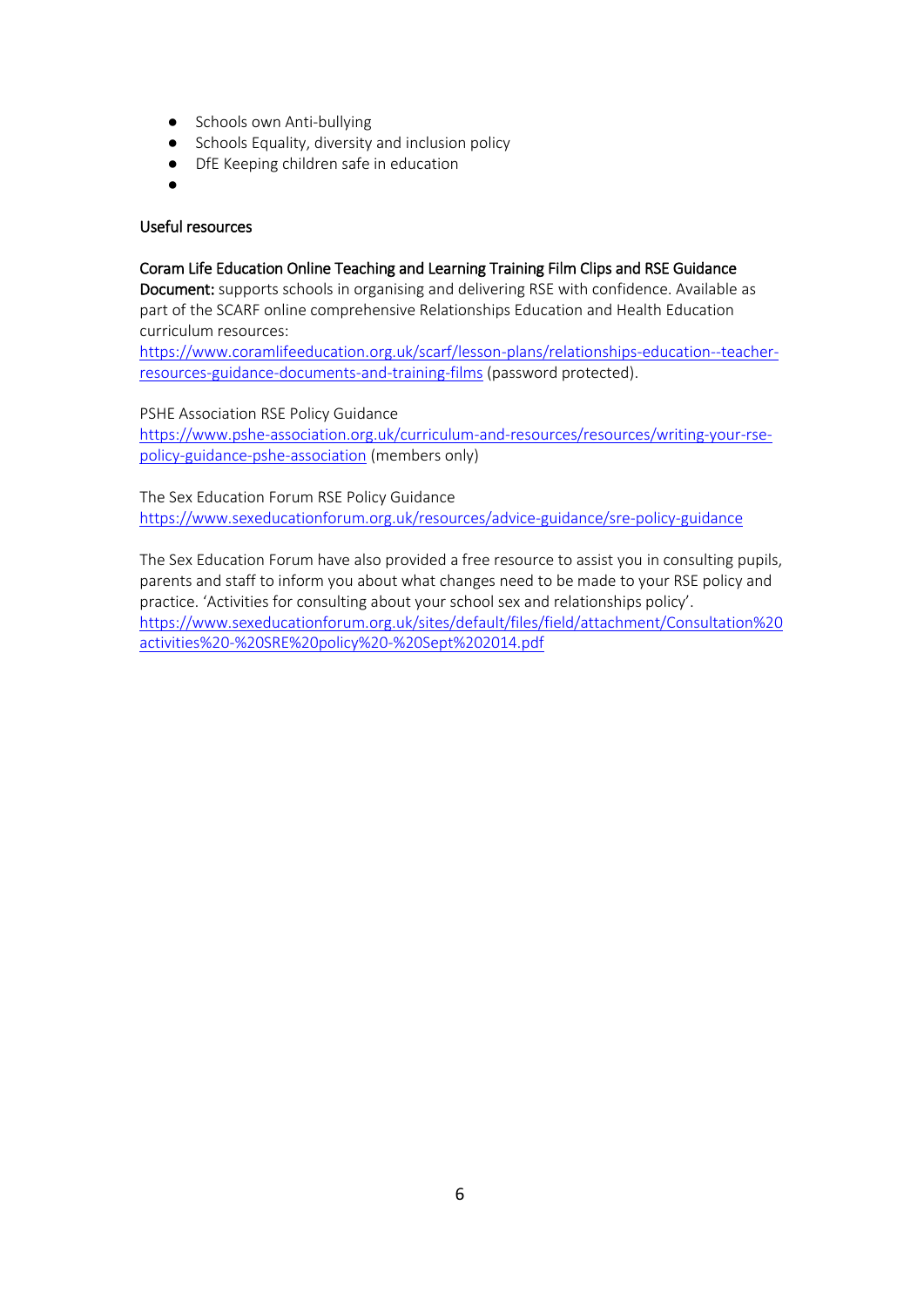- Schools own Anti-bullying
- Schools Equality, diversity and inclusion policy
- DfE Keeping children safe in education
- 

## Useful resources

**Coram Life Education Online Teaching and Learning Training Film Clips and RSE Guidance Document:** supports schools in organising and delivering RSE with confidence. Available as part of the SCARF online comprehensive Relationships Education and Health Education curriculum resources: https://www.coramlifeeducation.org.uk/scarf/lesson-plans/relationships-education--teacher-resources-guidance-documents-and-training-films (password protected).

PSHE Association RSE Policy Guidance
https://www.pshe-association.org.uk/curriculum-and-resources/resources/writing-your-rse-policy-guidance-pshe-association (members only)

The Sex Education Forum RSE Policy Guidance
https://www.sexeducationforum.org.uk/resources/advice-guidance/sre-policy-guidance

The Sex Education Forum have also provided a free resource to assist you in consulting pupils, parents and staff to inform you about what changes need to be made to your RSE policy and practice. 'Activities for consulting about your school sex and relationships policy'.
https://www.sexeducationforum.org.uk/sites/default/files/field/attachment/Consultation%20activities%20-%20SRE%20policy%20-%20Sept%202014.pdf